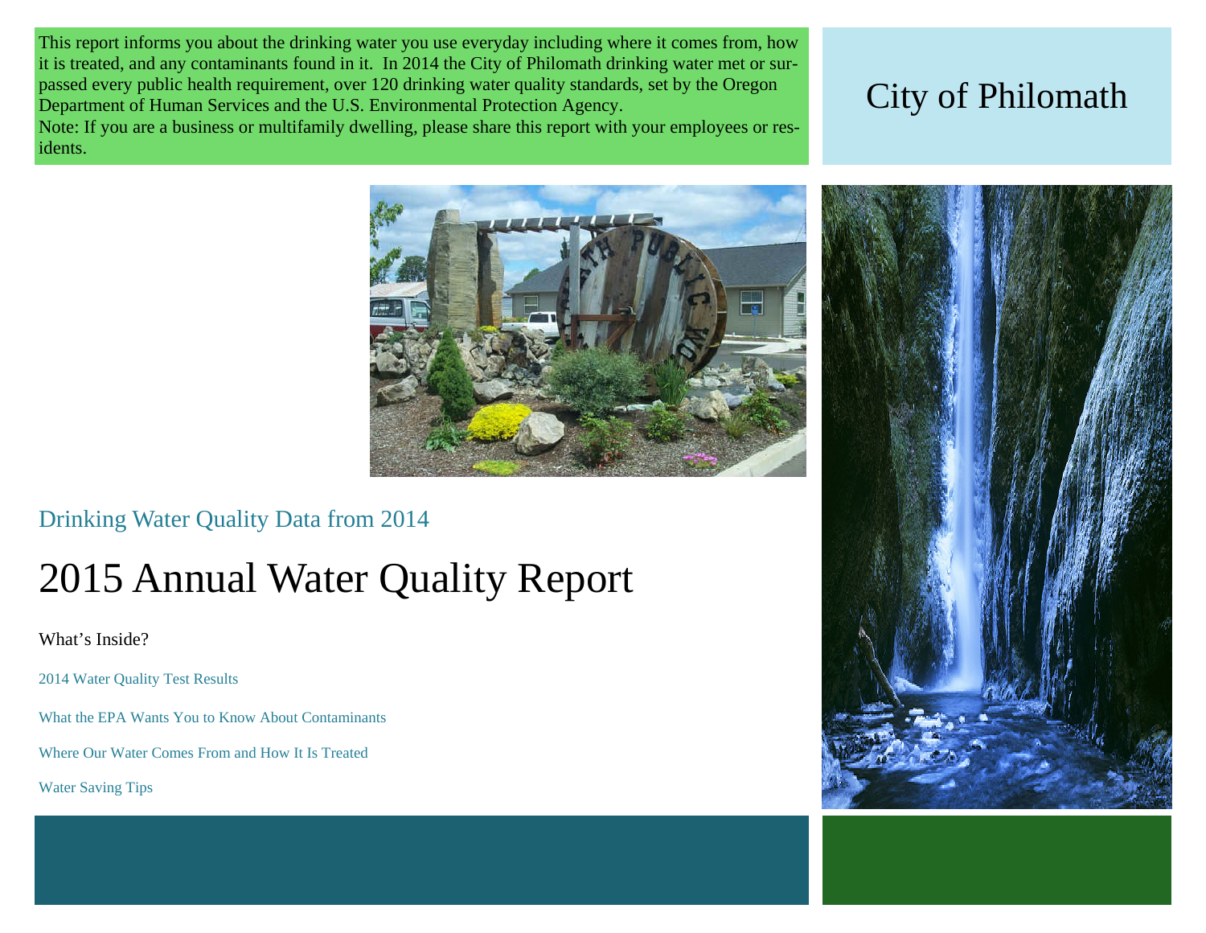This report informs you about the drinking water you use everyday including where it comes from, how it is treated, and any contaminants found in it. In 2014 the City of Philomath drinking water met or surpassed every public health requirement, over 120 drinking water quality standards, set by the Oregon Department of Human Services and the U.S. Environmental Protection Agency.

Note: If you are a business or multifamily dwelling, please share this report with your employees or residents.

# City of Philomath

Drinking Water Quality Data from 2014

# 2015 Annual Water Quality Report

What's Inside?

- 2014 Water Quality Test Results
- What the EPA Wants You to Know About Contaminants
- Where Our Water Comes From and How It Is Treated
- Water Saving Tips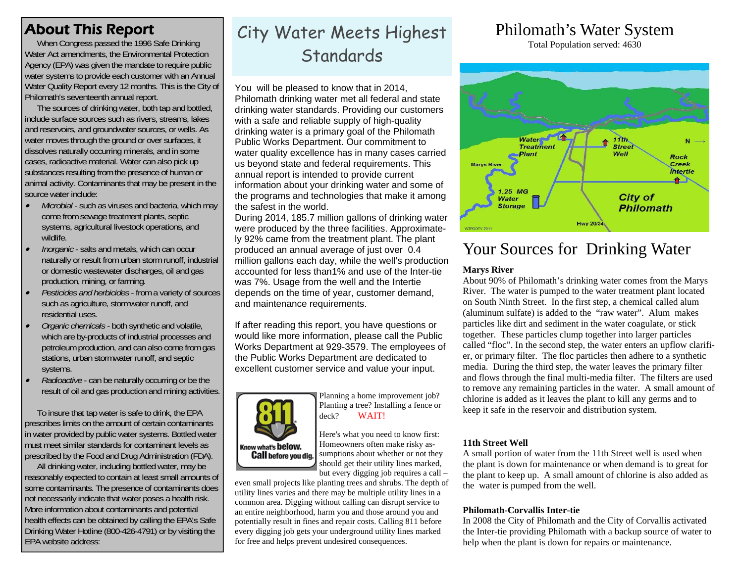## About This Report

When Congress passed the 1996 Safe Drinking Water Act amendments, the Environmental Protection Agency (EPA) was given the mandate to require public water systems to provide each customer with an Annual Water Quality Report every 12 months. This is the City of Philomath's seventeenth annual report.

The sources of drinking water, both tap and bottled, include surface sources such as rivers, streams, lakes and reservoirs, and groundwater sources, or wells. As water moves through the ground or over surfaces, it dissolves naturally occurring minerals, and in some cases, radioactive material. Water can also pick up substances resulting from the presence of human or animal activity. Contaminants that may be present in the source water include:

- *Microbial* - such as viruses and bacteria, which may come from sewage treatment plants, septic systems, agricultural livestock operations, and wildlife.
- *Inorganic* - salts and metals, which can occur naturally or result from urban storm runoff, industrial or domestic wastewater discharges, oil and gas production, mining, or farming.
- *Pesticides and herbicides* - from a variety of sources such as agriculture, stormwater runoff, and residential uses.
- *Organic chemicals* - both synthetic and volatile, which are by-products of industrial processes and petroleum production, and can also come from gas stations, urban stormwater runoff, and septic systems.
- *Radioactive* - can be naturally occurring or be the result of oil and gas production and mining activities.

To insure that tap water is safe to drink, the EPA prescribes limits on the amount of certain contaminants in water provided by public water systems. Bottled water must meet similar standards for contaminant levels as prescribed by the Food and Drug Administration (FDA).

All drinking water, including bottled water, may be reasonably expected to contain at least small amounts of some contaminants. The presence of contaminants does not necessarily indicate that water poses a health risk. More information about contaminants and potential health effects can be obtained by calling the EPA's Safe Drinking Water Hotline (800-426-4791) or by visiting the EPA website address:

## City Water Meets Highest Standards

You will be pleased to know that in 2014, Philomath drinking water met all federal and state drinking water standards. Providing our customers with a safe and reliable supply of high-quality drinking water is a primary goal of the Philomath Public Works Department. Our commitment to water quality excellence has in many cases carried us beyond state and federal requirements. This annual report is intended to provide current information about your drinking water and some of the programs and technologies that make it among the safest in the world.

During 2014, 185.7 million gallons of drinking water were produced by the three facilities. Approximately 92% came from the treatment plant. The plant produced an annual average of just over 0.4 million gallons each day, while the well's production accounted for less than1% and use of the Inter-tie was 7%. Usage from the well and the Intertie depends on the time of year, customer demand, and maintenance requirements.

If after reading this report, you have questions or would like more information, please call the Public Works Department at 929-3579. The employees of the Public Works Department are dedicated to excellent customer service and value your input.

811 Know what's below. Call before you dig.

Planning a home improvement job? Planning a tree? Installing a fence or deck? WAIT!

Here's what you need to know first: Homeowners often make risky assumptions about whether or not they should get their utility lines marked, but every digging job requires a call – even small projects like planting trees and shrubs. The depth of utility lines varies and there may be multiple utility lines in a common area. Digging without calling can disrupt service to an entire neighborhood, harm you and those around you and potentially result in fines and repair costs. Calling 811 before every digging job gets your underground utility lines marked for free and helps prevent undesired consequences.

## Philomath's Water System

Total Population served: 4630

Water Treatment Plant · 11th Street Well · Marys River · Rock Creek Intertie · 1.25 MG Water Storage · City of Philomath · Hwy 20/34 · N

## Your Sources for Drinking Water

**Marys River**

About 90% of Philomath's drinking water comes from the Marys River. The water is pumped to the water treatment plant located on South Ninth Street. In the first step, a chemical called alum (aluminum sulfate) is added to the "raw water". Alum makes particles like dirt and sediment in the water coagulate, or stick together. These particles clump together into larger particles called "floc". In the second step, the water enters an upflow clarifier, or primary filter. The floc particles then adhere to a synthetic media. During the third step, the water leaves the primary filter and flows through the final multi-media filter. The filters are used to remove any remaining particles in the water. A small amount of chlorine is added as it leaves the plant to kill any germs and to keep it safe in the reservoir and distribution system.

**11th Street Well**

A small portion of water from the 11th Street well is used when the plant is down for maintenance or when demand is to great for the plant to keep up. A small amount of chlorine is also added as the water is pumped from the well.

**Philomath-Corvallis Inter-tie**

In 2008 the City of Philomath and the City of Corvallis activated the Inter-tie providing Philomath with a backup source of water to help when the plant is down for repairs or maintenance.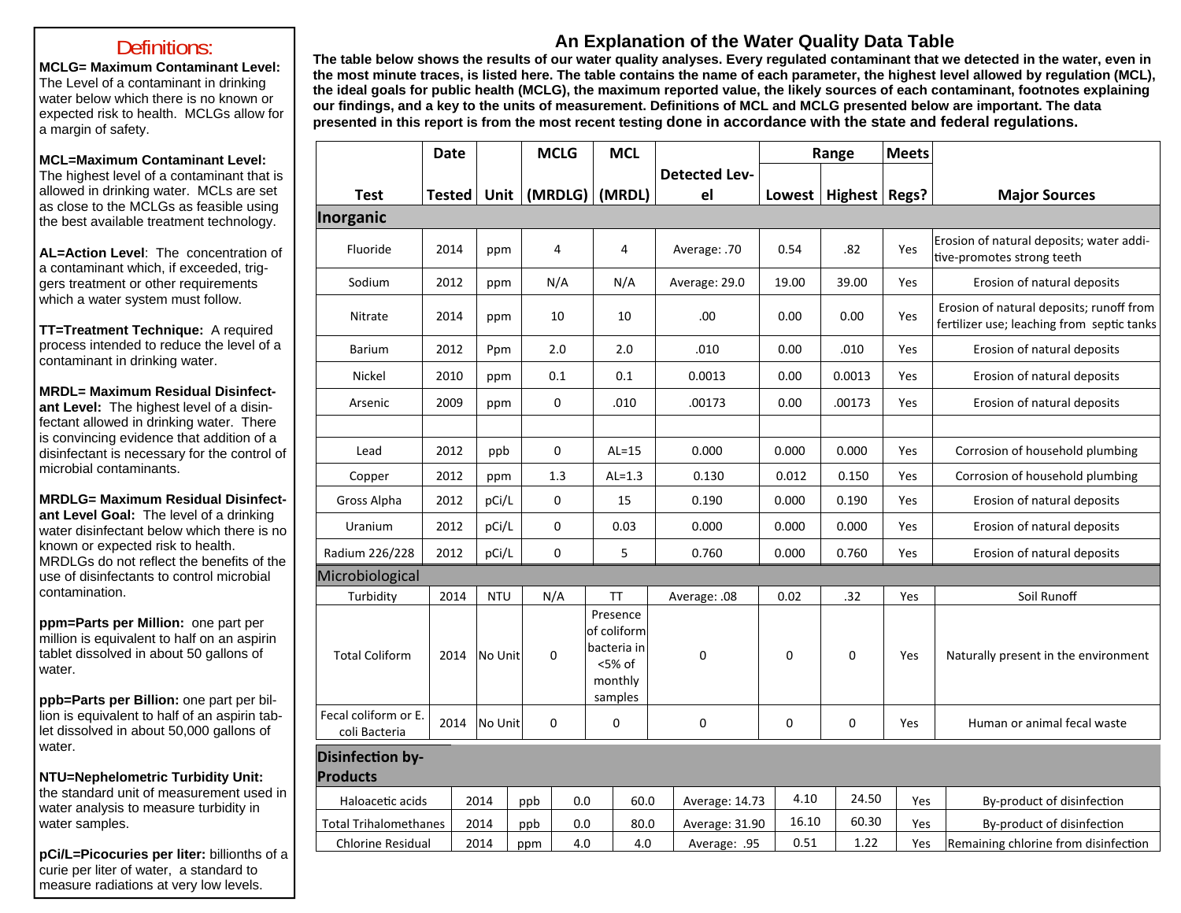## Definitions:

**MCLG= Maximum Contaminant Level:** The Level of a contaminant in drinking water below which there is no known or expected risk to health. MCLGs allow for a margin of safety.

**MCL=Maximum Contaminant Level:** The highest level of a contaminant that is allowed in drinking water. MCLs are set as close to the MCLGs as feasible using the best available treatment technology.

**AL=Action Level**: The concentration of a contaminant which, if exceeded, triggers treatment or other requirements which a water system must follow.

**TT=Treatment Technique:** A required process intended to reduce the level of a contaminant in drinking water.

**MRDL= Maximum Residual Disinfectant Level:** The highest level of a disinfectant allowed in drinking water. There is convincing evidence that addition of a disinfectant is necessary for the control of microbial contaminants.

**MRDLG= Maximum Residual Disinfectant Level Goal:** The level of a drinking water disinfectant below which there is no known or expected risk to health. MRDLGs do not reflect the benefits of the use of disinfectants to control microbial contamination.

**ppm=Parts per Million:** one part per million is equivalent to half on an aspirin tablet dissolved in about 50 gallons of water.

**ppb=Parts per Billion:** one part per billion is equivalent to half of an aspirin tablet dissolved in about 50,000 gallons of water.

**NTU=Nephelometric Turbidity Unit:** the standard unit of measurement used in water analysis to measure turbidity in water samples.

**pCi/L=Picocuries per liter:** billionths of a curie per liter of water, a standard to measure radiations at very low levels.

## An Explanation of the Water Quality Data Table

**The table below shows the results of our water quality analyses. Every regulated contaminant that we detected in the water, even in the most minute traces, is listed here. The table contains the name of each parameter, the highest level allowed by regulation (MCL), the ideal goals for public health (MCLG), the maximum reported value, the likely sources of each contaminant, footnotes explaining our findings, and a key to the units of measurement. Definitions of MCL and MCLG presented below are important. The data presented in this report is from the most recent testing done in accordance with the state and federal regulations.**

| Test | Date Tested | Unit | MCLG (MRDLG) | MCL (MRDL) | Detected Level | Range Lowest | Range Highest | Meets Regs? | Major Sources |
|---|---|---|---|---|---|---|---|---|---|
| **Inorganic** | | | | | | | | | |
| Fluoride | 2014 | ppm | 4 | 4 | Average: .70 | 0.54 | .82 | Yes | Erosion of natural deposits; water additive-promotes strong teeth |
| Sodium | 2012 | ppm | N/A | N/A | Average: 29.0 | 19.00 | 39.00 | Yes | Erosion of natural deposits |
| Nitrate | 2014 | ppm | 10 | 10 | .00 | 0.00 | 0.00 | Yes | Erosion of natural deposits; runoff from fertilizer use; leaching from septic tanks |
| Barium | 2012 | Ppm | 2.0 | 2.0 | .010 | 0.00 | .010 | Yes | Erosion of natural deposits |
| Nickel | 2010 | ppm | 0.1 | 0.1 | 0.0013 | 0.00 | 0.0013 | Yes | Erosion of natural deposits |
| Arsenic | 2009 | ppm | 0 | .010 | .00173 | 0.00 | .00173 | Yes | Erosion of natural deposits |
| | | | | | | | | | |
| Lead | 2012 | ppb | 0 | AL=15 | 0.000 | 0.000 | 0.000 | Yes | Corrosion of household plumbing |
| Copper | 2012 | ppm | 1.3 | AL=1.3 | 0.130 | 0.012 | 0.150 | Yes | Corrosion of household plumbing |
| Gross Alpha | 2012 | pCi/L | 0 | 15 | 0.190 | 0.000 | 0.190 | Yes | Erosion of natural deposits |
| Uranium | 2012 | pCi/L | 0 | 0.03 | 0.000 | 0.000 | 0.000 | Yes | Erosion of natural deposits |
| Radium 226/228 | 2012 | pCi/L | 0 | 5 | 0.760 | 0.000 | 0.760 | Yes | Erosion of natural deposits |
| **Microbiological** | | | | | | | | | |
| Turbidity | 2014 | NTU | N/A | TT | Average: .08 | 0.02 | .32 | Yes | Soil Runoff |
| Total Coliform | 2014 | No Unit | 0 | Presence of coliform bacteria in <5% of monthly samples | 0 | 0 | 0 | Yes | Naturally present in the environment |
| Fecal coliform or E. coli Bacteria | 2014 | No Unit | 0 | 0 | 0 | 0 | 0 | Yes | Human or animal fecal waste |
| **Disinfection by-Products** | | | | | | | | | |
| Haloacetic acids | 2014 | ppb | 0.0 | 60.0 | Average: 14.73 | 4.10 | 24.50 | Yes | By-product of disinfection |
| Total Trihalomethanes | 2014 | ppb | 0.0 | 80.0 | Average: 31.90 | 16.10 | 60.30 | Yes | By-product of disinfection |
| Chlorine Residual | 2014 | ppm | 4.0 | 4.0 | Average: .95 | 0.51 | 1.22 | Yes | Remaining chlorine from disinfection |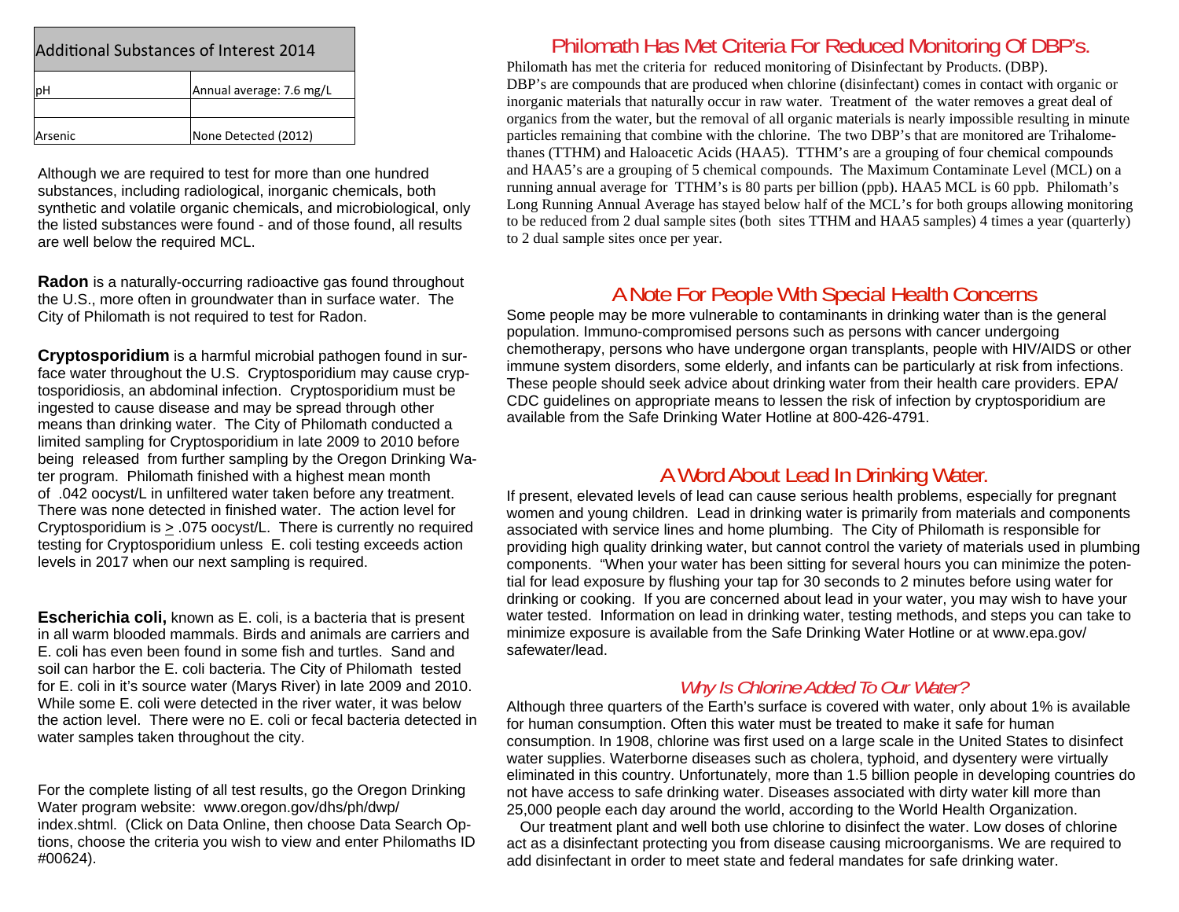| Additional Substances of Interest 2014 | |
|---|---|
| pH | Annual average: 7.6 mg/L |
| | |
| Arsenic | None Detected (2012) |

Although we are required to test for more than one hundred substances, including radiological, inorganic chemicals, both synthetic and volatile organic chemicals, and microbiological, only the listed substances were found - and of those found, all results are well below the required MCL.

**Radon** is a naturally-occurring radioactive gas found throughout the U.S., more often in groundwater than in surface water. The City of Philomath is not required to test for Radon.

**Cryptosporidium** is a harmful microbial pathogen found in surface water throughout the U.S. Cryptosporidium may cause cryptosporidiosis, an abdominal infection. Cryptosporidium must be ingested to cause disease and may be spread through other means than drinking water. The City of Philomath conducted a limited sampling for Cryptosporidium in late 2009 to 2010 before being released from further sampling by the Oregon Drinking Water program. Philomath finished with a highest mean month of .042 oocyst/L in unfiltered water taken before any treatment. There was none detected in finished water. The action level for Cryptosporidium is ≥ .075 oocyst/L. There is currently no required testing for Cryptosporidium unless E. coli testing exceeds action levels in 2017 when our next sampling is required.

**Escherichia coli,** known as E. coli, is a bacteria that is present in all warm blooded mammals. Birds and animals are carriers and E. coli has even been found in some fish and turtles. Sand and soil can harbor the E. coli bacteria. The City of Philomath tested for E. coli in it's source water (Marys River) in late 2009 and 2010. While some E. coli were detected in the river water, it was below the action level. There were no E. coli or fecal bacteria detected in water samples taken throughout the city.

For the complete listing of all test results, go the Oregon Drinking Water program website: www.oregon.gov/dhs/ph/dwp/index.shtml. (Click on Data Online, then choose Data Search Options, choose the criteria you wish to view and enter Philomaths ID #00624).

## Philomath Has Met Criteria For Reduced Monitoring Of DBP's.

Philomath has met the criteria for reduced monitoring of Disinfectant by Products. (DBP). DBP's are compounds that are produced when chlorine (disinfectant) comes in contact with organic or inorganic materials that naturally occur in raw water. Treatment of the water removes a great deal of organics from the water, but the removal of all organic materials is nearly impossible resulting in minute particles remaining that combine with the chlorine. The two DBP's that are monitored are Trihalomethanes (TTHM) and Haloacetic Acids (HAA5). TTHM's are a grouping of four chemical compounds and HAA5's are a grouping of 5 chemical compounds. The Maximum Contaminate Level (MCL) on a running annual average for TTHM's is 80 parts per billion (ppb). HAA5 MCL is 60 ppb. Philomath's Long Running Annual Average has stayed below half of the MCL's for both groups allowing monitoring to be reduced from 2 dual sample sites (both sites TTHM and HAA5 samples) 4 times a year (quarterly) to 2 dual sample sites once per year.

## A Note For People With Special Health Concerns

Some people may be more vulnerable to contaminants in drinking water than is the general population. Immuno-compromised persons such as persons with cancer undergoing chemotherapy, persons who have undergone organ transplants, people with HIV/AIDS or other immune system disorders, some elderly, and infants can be particularly at risk from infections. These people should seek advice about drinking water from their health care providers. EPA/CDC guidelines on appropriate means to lessen the risk of infection by cryptosporidium are available from the Safe Drinking Water Hotline at 800-426-4791.

## A Word About Lead In Drinking Water.

If present, elevated levels of lead can cause serious health problems, especially for pregnant women and young children. Lead in drinking water is primarily from materials and components associated with service lines and home plumbing. The City of Philomath is responsible for providing high quality drinking water, but cannot control the variety of materials used in plumbing components. "When your water has been sitting for several hours you can minimize the potential for lead exposure by flushing your tap for 30 seconds to 2 minutes before using water for drinking or cooking. If you are concerned about lead in your water, you may wish to have your water tested. Information on lead in drinking water, testing methods, and steps you can take to minimize exposure is available from the Safe Drinking Water Hotline or at www.epa.gov/safewater/lead.

### *Why Is Chlorine Added To Our Water?*

Although three quarters of the Earth's surface is covered with water, only about 1% is available for human consumption. Often this water must be treated to make it safe for human consumption. In 1908, chlorine was first used on a large scale in the United States to disinfect water supplies. Waterborne diseases such as cholera, typhoid, and dysentery were virtually eliminated in this country. Unfortunately, more than 1.5 billion people in developing countries do not have access to safe drinking water. Diseases associated with dirty water kill more than 25,000 people each day around the world, according to the World Health Organization.

Our treatment plant and well both use chlorine to disinfect the water. Low doses of chlorine act as a disinfectant protecting you from disease causing microorganisms. We are required to add disinfectant in order to meet state and federal mandates for safe drinking water.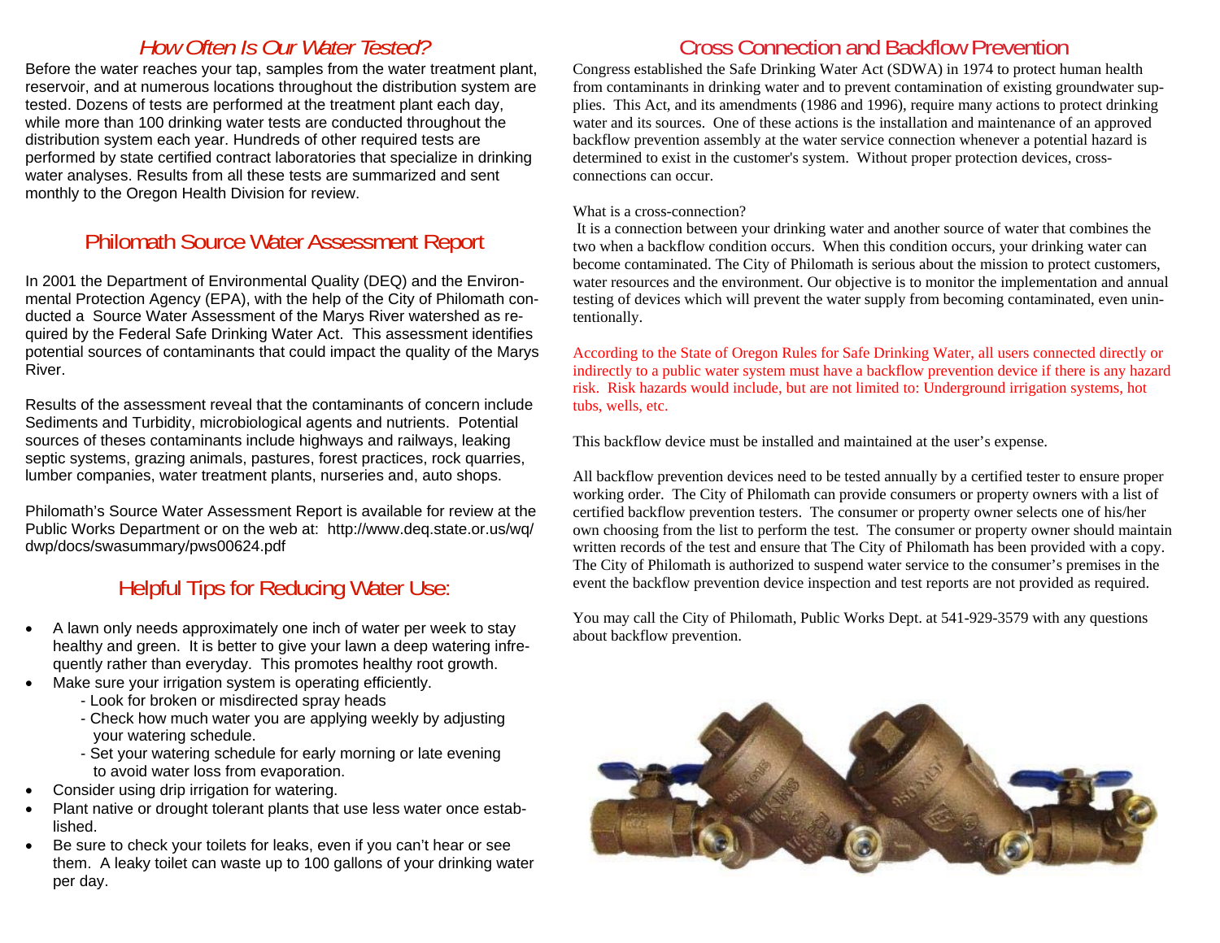## *How Often Is Our Water Tested?*

Before the water reaches your tap, samples from the water treatment plant, reservoir, and at numerous locations throughout the distribution system are tested. Dozens of tests are performed at the treatment plant each day, while more than 100 drinking water tests are conducted throughout the distribution system each year. Hundreds of other required tests are performed by state certified contract laboratories that specialize in drinking water analyses. Results from all these tests are summarized and sent monthly to the Oregon Health Division for review.

## Philomath Source Water Assessment Report

In 2001 the Department of Environmental Quality (DEQ) and the Environmental Protection Agency (EPA), with the help of the City of Philomath conducted a Source Water Assessment of the Marys River watershed as required by the Federal Safe Drinking Water Act. This assessment identifies potential sources of contaminants that could impact the quality of the Marys River.

Results of the assessment reveal that the contaminants of concern include Sediments and Turbidity, microbiological agents and nutrients. Potential sources of theses contaminants include highways and railways, leaking septic systems, grazing animals, pastures, forest practices, rock quarries, lumber companies, water treatment plants, nurseries and, auto shops.

Philomath's Source Water Assessment Report is available for review at the Public Works Department or on the web at: http://www.deq.state.or.us/wq/dwp/docs/swasummary/pws00624.pdf

## Helpful Tips for Reducing Water Use:

- A lawn only needs approximately one inch of water per week to stay healthy and green. It is better to give your lawn a deep watering infrequently rather than everyday. This promotes healthy root growth.
- Make sure your irrigation system is operating efficiently.
  - Look for broken or misdirected spray heads
  - Check how much water you are applying weekly by adjusting your watering schedule.
  - Set your watering schedule for early morning or late evening to avoid water loss from evaporation.
- Consider using drip irrigation for watering.
- Plant native or drought tolerant plants that use less water once established.
- Be sure to check your toilets for leaks, even if you can't hear or see them. A leaky toilet can waste up to 100 gallons of your drinking water per day.

## Cross Connection and Backflow Prevention

Congress established the Safe Drinking Water Act (SDWA) in 1974 to protect human health from contaminants in drinking water and to prevent contamination of existing groundwater supplies. This Act, and its amendments (1986 and 1996), require many actions to protect drinking water and its sources. One of these actions is the installation and maintenance of an approved backflow prevention assembly at the water service connection whenever a potential hazard is determined to exist in the customer's system. Without proper protection devices, cross-connections can occur.

What is a cross-connection?

It is a connection between your drinking water and another source of water that combines the two when a backflow condition occurs. When this condition occurs, your drinking water can become contaminated. The City of Philomath is serious about the mission to protect customers, water resources and the environment. Our objective is to monitor the implementation and annual testing of devices which will prevent the water supply from becoming contaminated, even unintentionally.

According to the State of Oregon Rules for Safe Drinking Water, all users connected directly or indirectly to a public water system must have a backflow prevention device if there is any hazard risk. Risk hazards would include, but are not limited to: Underground irrigation systems, hot tubs, wells, etc.

This backflow device must be installed and maintained at the user's expense.

All backflow prevention devices need to be tested annually by a certified tester to ensure proper working order. The City of Philomath can provide consumers or property owners with a list of certified backflow prevention testers. The consumer or property owner selects one of his/her own choosing from the list to perform the test. The consumer or property owner should maintain written records of the test and ensure that The City of Philomath has been provided with a copy. The City of Philomath is authorized to suspend water service to the consumer's premises in the event the backflow prevention device inspection and test reports are not provided as required.

You may call the City of Philomath, Public Works Dept. at 541-929-3579 with any questions about backflow prevention.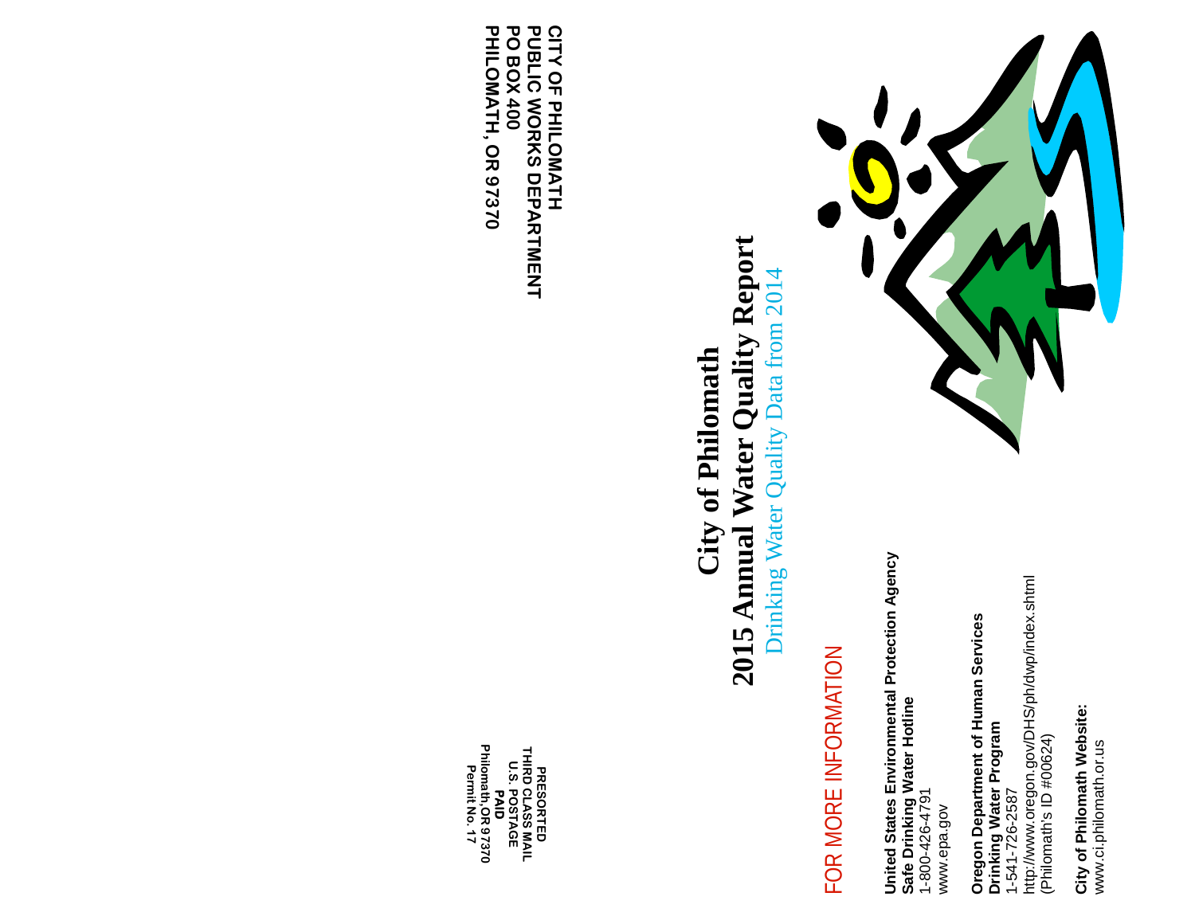CITY OF PHILOMATH
PUBLIC WORKS DEPARTMENT
PO BOX 400
PHILOMATH, OR 97370

PRESORTED
THIRD CLASS MAIL
U.S. POSTAGE
PAID
Philomath, OR 97370
Permit No. 17

# City of Philomath
# 2015 Annual Water Quality Report

Drinking Water Quality Data from 2014

## FOR MORE INFORMATION

**United States Environmental Protection Agency**
**Safe Drinking Water Hotline**
1-800-426-4791
www.epa.gov

**Oregon Department of Human Services**
**Drinking Water Program**
1-541-726-2587
http://www.oregon.gov/DHS/ph/dwp/index.shtml
(Philomath's ID #00624)

**City of Philomath Website:**
www.ci.philomath.or.us